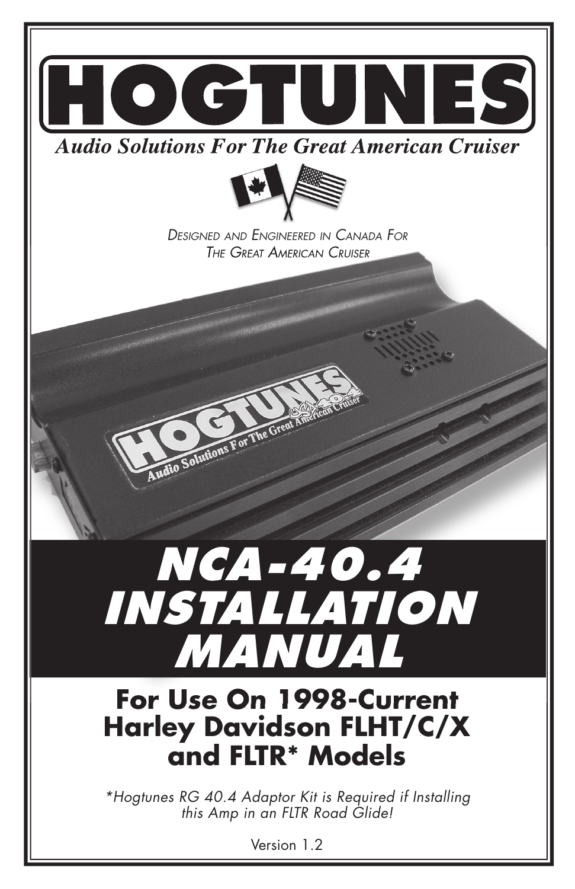# HOGTUNES

***Audio Solutions For The Great American Cruiser***

*Designed and Engineered in Canada For The Great American Cruiser*

# *NCA-40.4 INSTALLATION MANUAL*

## For Use On 1998-Current Harley Davidson FLHT/C/X and FLTR* Models

*\*Hogtunes RG 40.4 Adaptor Kit is Required if Installing this Amp in an FLTR Road Glide!*

Version 1.2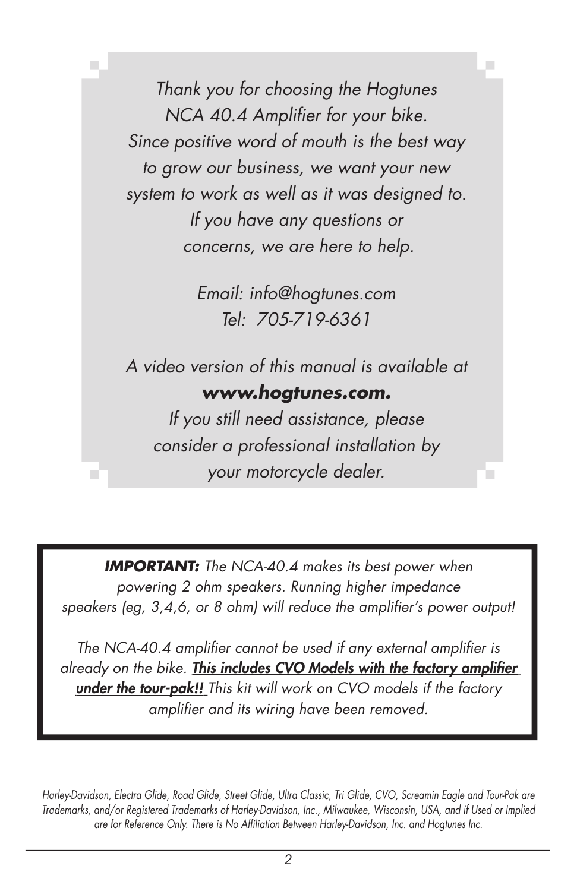*Thank you for choosing the Hogtunes NCA 40.4 Amplifier for your bike. Since positive word of mouth is the best way to grow our business, we want your new system to work as well as it was designed to. If you have any questions or concerns, we are here to help.*

*Email: info@hogtunes.com*
*Tel: 705-719-6361*

*A video version of this manual is available at* ***www.hogtunes.com.***
*If you still need assistance, please consider a professional installation by your motorcycle dealer.*

***IMPORTANT:*** *The NCA-40.4 makes its best power when powering 2 ohm speakers. Running higher impedance speakers (eg, 3,4,6, or 8 ohm) will reduce the amplifier's power output!*

*The NCA-40.4 amplifier cannot be used if any external amplifier is already on the bike.* ***This includes CVO Models with the factory amplifier under the tour-pak!!*** *This kit will work on CVO models if the factory amplifier and its wiring have been removed.*

*Harley-Davidson, Electra Glide, Road Glide, Street Glide, Ultra Classic, Tri Glide, CVO, Screamin Eagle and Tour-Pak are Trademarks, and/or Registered Trademarks of Harley-Davidson, Inc., Milwaukee, Wisconsin, USA, and if Used or Implied are for Reference Only. There is No Affiliation Between Harley-Davidson, Inc. and Hogtunes Inc.*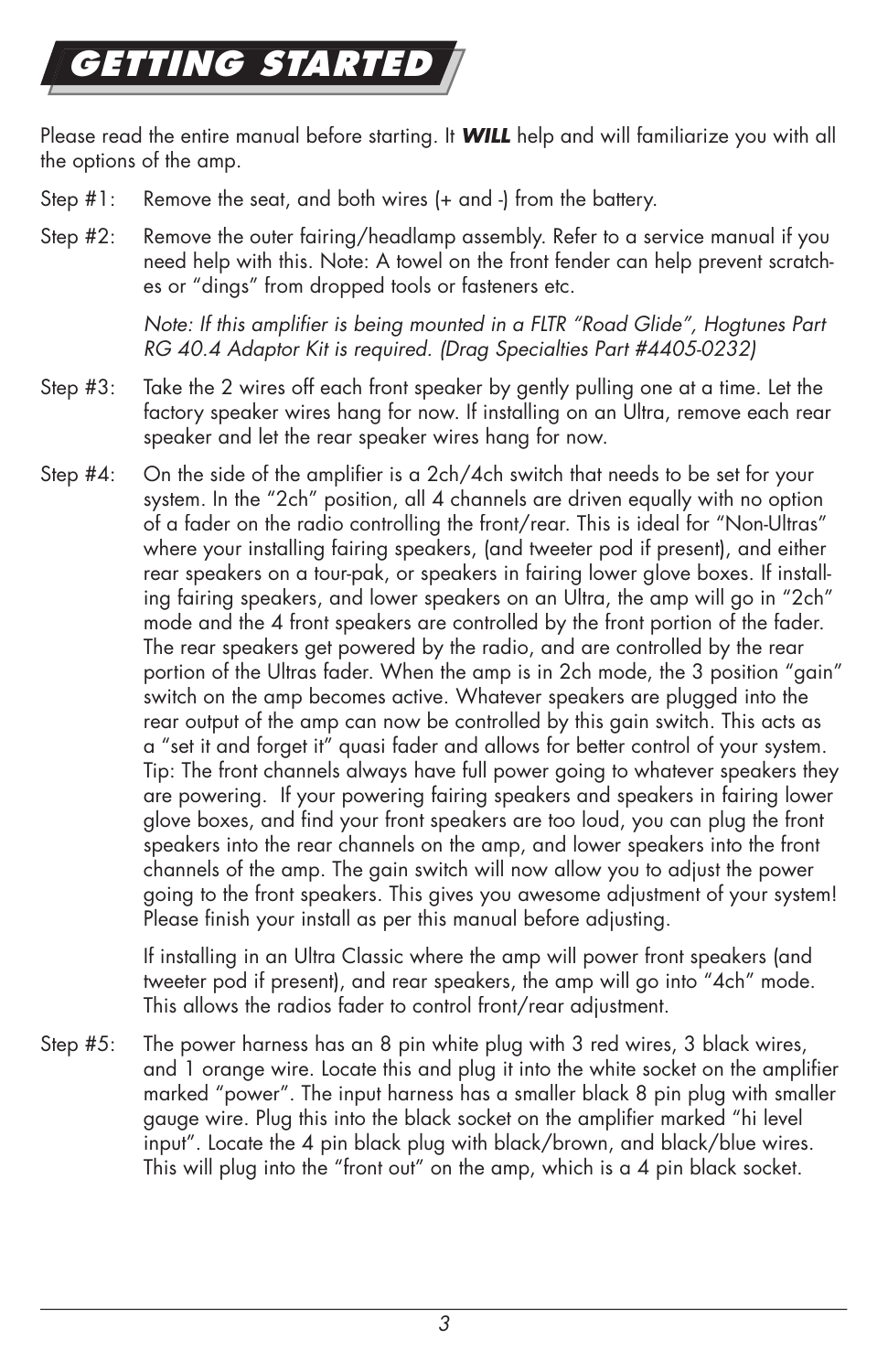# GETTING STARTED

Please read the entire manual before starting. It ***WILL*** help and will familiarize you with all the options of the amp.

Step #1: Remove the seat, and both wires (+ and -) from the battery.

Step #2: Remove the outer fairing/headlamp assembly. Refer to a service manual if you need help with this. Note: A towel on the front fender can help prevent scratches or "dings" from dropped tools or fasteners etc.

*Note: If this amplifier is being mounted in a FLTR "Road Glide", Hogtunes Part RG 40.4 Adaptor Kit is required. (Drag Specialties Part #4405-0232)*

Step #3: Take the 2 wires off each front speaker by gently pulling one at a time. Let the factory speaker wires hang for now. If installing on an Ultra, remove each rear speaker and let the rear speaker wires hang for now.

Step #4: On the side of the amplifier is a 2ch/4ch switch that needs to be set for your system. In the "2ch" position, all 4 channels are driven equally with no option of a fader on the radio controlling the front/rear. This is ideal for "Non-Ultras" where your installing fairing speakers, (and tweeter pod if present), and either rear speakers on a tour-pak, or speakers in fairing lower glove boxes. If installing fairing speakers, and lower speakers on an Ultra, the amp will go in "2ch" mode and the 4 front speakers are controlled by the front portion of the fader. The rear speakers get powered by the radio, and are controlled by the rear portion of the Ultras fader. When the amp is in 2ch mode, the 3 position "gain" switch on the amp becomes active. Whatever speakers are plugged into the rear output of the amp can now be controlled by this gain switch. This acts as a "set it and forget it" quasi fader and allows for better control of your system. Tip: The front channels always have full power going to whatever speakers they are powering. If your powering fairing speakers and speakers in fairing lower glove boxes, and find your front speakers are too loud, you can plug the front speakers into the rear channels on the amp, and lower speakers into the front channels of the amp. The gain switch will now allow you to adjust the power going to the front speakers. This gives you awesome adjustment of your system! Please finish your install as per this manual before adjusting.

If installing in an Ultra Classic where the amp will power front speakers (and tweeter pod if present), and rear speakers, the amp will go into "4ch" mode. This allows the radios fader to control front/rear adjustment.

Step #5: The power harness has an 8 pin white plug with 3 red wires, 3 black wires, and 1 orange wire. Locate this and plug it into the white socket on the amplifier marked "power". The input harness has a smaller black 8 pin plug with smaller gauge wire. Plug this into the black socket on the amplifier marked "hi level input". Locate the 4 pin black plug with black/brown, and black/blue wires. This will plug into the "front out" on the amp, which is a 4 pin black socket.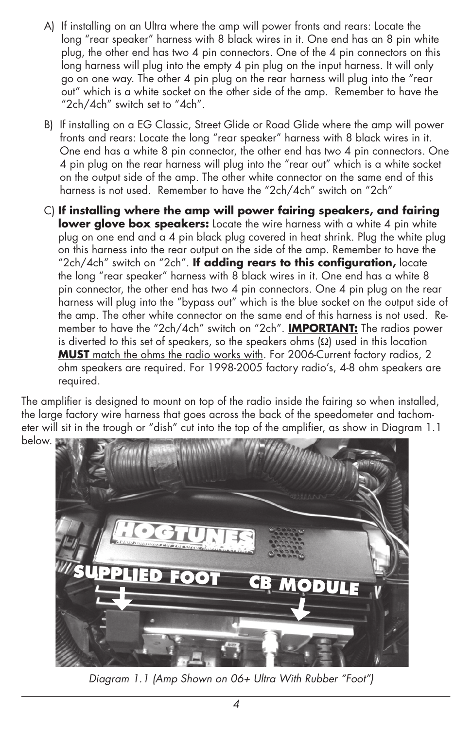A) If installing on an Ultra where the amp will power fronts and rears: Locate the long "rear speaker" harness with 8 black wires in it. One end has an 8 pin white plug, the other end has two 4 pin connectors. One of the 4 pin connectors on this long harness will plug into the empty 4 pin plug on the input harness. It will only go on one way. The other 4 pin plug on the rear harness will plug into the "rear out" which is a white socket on the other side of the amp. Remember to have the "2ch/4ch" switch set to "4ch".

B) If installing on a EG Classic, Street Glide or Road Glide where the amp will power fronts and rears: Locate the long "rear speaker" harness with 8 black wires in it. One end has a white 8 pin connector, the other end has two 4 pin connectors. One 4 pin plug on the rear harness will plug into the "rear out" which is a white socket on the output side of the amp. The other white connector on the same end of this harness is not used. Remember to have the "2ch/4ch" switch on "2ch"

C) **If installing where the amp will power fairing speakers, and fairing lower glove box speakers:** Locate the wire harness with a white 4 pin white plug on one end and a 4 pin black plug covered in heat shrink. Plug the white plug on this harness into the rear output on the side of the amp. Remember to have the "2ch/4ch" switch on "2ch". **If adding rears to this configuration,** locate the long "rear speaker" harness with 8 black wires in it. One end has a white 8 pin connector, the other end has two 4 pin connectors. One 4 pin plug on the rear harness will plug into the "bypass out" which is the blue socket on the output side of the amp. The other white connector on the same end of this harness is not used. Remember to have the "2ch/4ch" switch on "2ch". **IMPORTANT:** The radios power is diverted to this set of speakers, so the speakers ohms (Ω) used in this location **MUST** match the ohms the radio works with. For 2006-Current factory radios, 2 ohm speakers are required. For 1998-2005 factory radio's, 4-8 ohm speakers are required.

The amplifier is designed to mount on top of the radio inside the fairing so when installed, the large factory wire harness that goes across the back of the speedometer and tachometer will sit in the trough or "dish" cut into the top of the amplifier, as show in Diagram 1.1 below.

*Diagram 1.1 (Amp Shown on 06+ Ultra With Rubber "Foot")*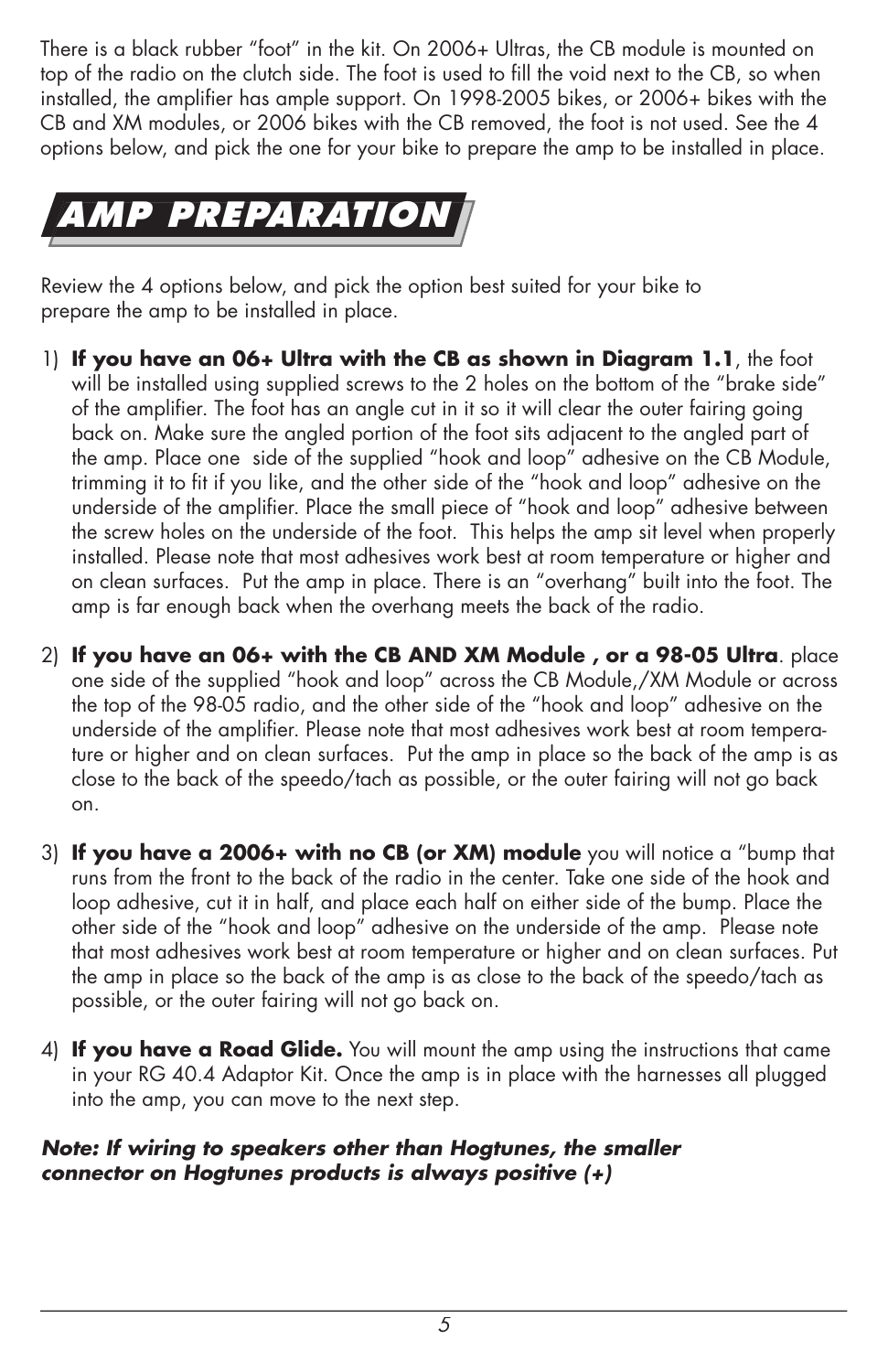There is a black rubber "foot" in the kit. On 2006+ Ultras, the CB module is mounted on top of the radio on the clutch side. The foot is used to fill the void next to the CB, so when installed, the amplifier has ample support. On 1998-2005 bikes, or 2006+ bikes with the CB and XM modules, or 2006 bikes with the CB removed, the foot is not used. See the 4 options below, and pick the one for your bike to prepare the amp to be installed in place.

# AMP PREPARATION

Review the 4 options below, and pick the option best suited for your bike to prepare the amp to be installed in place.

1) **If you have an 06+ Ultra with the CB as shown in Diagram 1.1**, the foot will be installed using supplied screws to the 2 holes on the bottom of the "brake side" of the amplifier. The foot has an angle cut in it so it will clear the outer fairing going back on. Make sure the angled portion of the foot sits adjacent to the angled part of the amp. Place one side of the supplied "hook and loop" adhesive on the CB Module, trimming it to fit if you like, and the other side of the "hook and loop" adhesive on the underside of the amplifier. Place the small piece of "hook and loop" adhesive between the screw holes on the underside of the foot. This helps the amp sit level when properly installed. Please note that most adhesives work best at room temperature or higher and on clean surfaces. Put the amp in place. There is an "overhang" built into the foot. The amp is far enough back when the overhang meets the back of the radio.

2) **If you have an 06+ with the CB AND XM Module , or a 98-05 Ultra**. place one side of the supplied "hook and loop" across the CB Module,/XM Module or across the top of the 98-05 radio, and the other side of the "hook and loop" adhesive on the underside of the amplifier. Please note that most adhesives work best at room temperature or higher and on clean surfaces. Put the amp in place so the back of the amp is as close to the back of the speedo/tach as possible, or the outer fairing will not go back on.

3) **If you have a 2006+ with no CB (or XM) module** you will notice a "bump that runs from the front to the back of the radio in the center. Take one side of the hook and loop adhesive, cut it in half, and place each half on either side of the bump. Place the other side of the "hook and loop" adhesive on the underside of the amp. Please note that most adhesives work best at room temperature or higher and on clean surfaces. Put the amp in place so the back of the amp is as close to the back of the speedo/tach as possible, or the outer fairing will not go back on.

4) **If you have a Road Glide.** You will mount the amp using the instructions that came in your RG 40.4 Adaptor Kit. Once the amp is in place with the harnesses all plugged into the amp, you can move to the next step.

***Note: If wiring to speakers other than Hogtunes, the smaller connector on Hogtunes products is always positive (+)***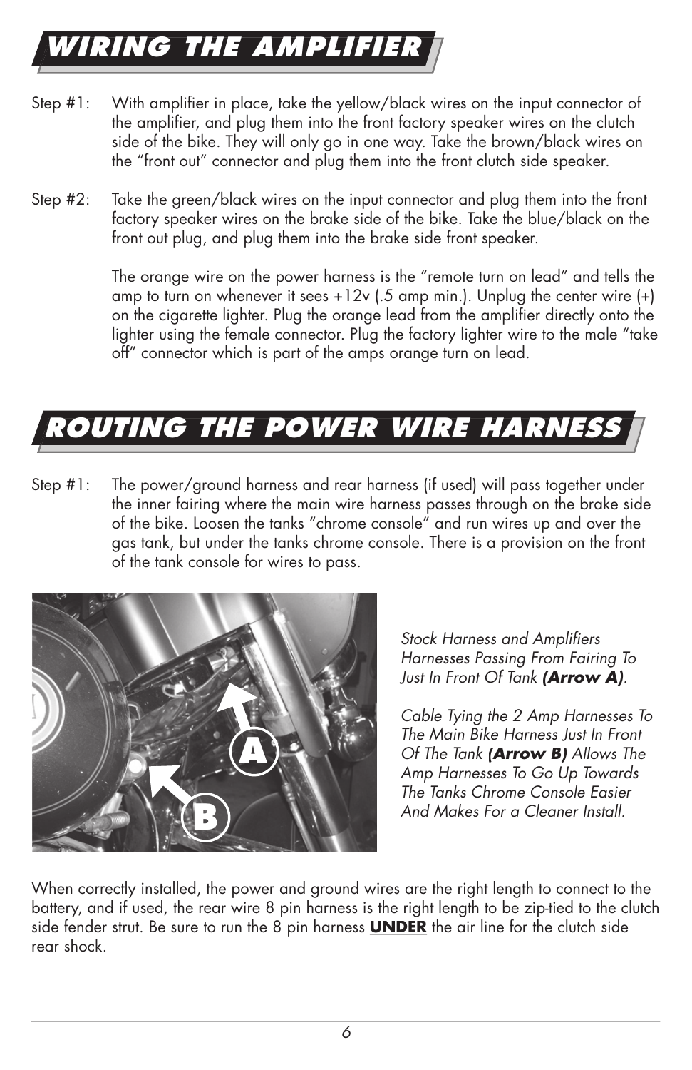# WIRING THE AMPLIFIER

Step #1: With amplifier in place, take the yellow/black wires on the input connector of the amplifier, and plug them into the front factory speaker wires on the clutch side of the bike. They will only go in one way. Take the brown/black wires on the "front out" connector and plug them into the front clutch side speaker.

Step #2: Take the green/black wires on the input connector and plug them into the front factory speaker wires on the brake side of the bike. Take the blue/black on the front out plug, and plug them into the brake side front speaker.

The orange wire on the power harness is the "remote turn on lead" and tells the amp to turn on whenever it sees +12v (.5 amp min.). Unplug the center wire (+) on the cigarette lighter. Plug the orange lead from the amplifier directly onto the lighter using the female connector. Plug the factory lighter wire to the male "take off" connector which is part of the amps orange turn on lead.

# ROUTING THE POWER WIRE HARNESS

Step #1: The power/ground harness and rear harness (if used) will pass together under the inner fairing where the main wire harness passes through on the brake side of the bike. Loosen the tanks "chrome console" and run wires up and over the gas tank, but under the tanks chrome console. There is a provision on the front of the tank console for wires to pass.

*Stock Harness and Amplifiers Harnesses Passing From Fairing To Just In Front Of Tank **(Arrow A)**.*

*Cable Tying the 2 Amp Harnesses To The Main Bike Harness Just In Front Of The Tank **(Arrow B)** Allows The Amp Harnesses To Go Up Towards The Tanks Chrome Console Easier And Makes For a Cleaner Install.*

When correctly installed, the power and ground wires are the right length to connect to the battery, and if used, the rear wire 8 pin harness is the right length to be zip-tied to the clutch side fender strut. Be sure to run the 8 pin harness **UNDER** the air line for the clutch side rear shock.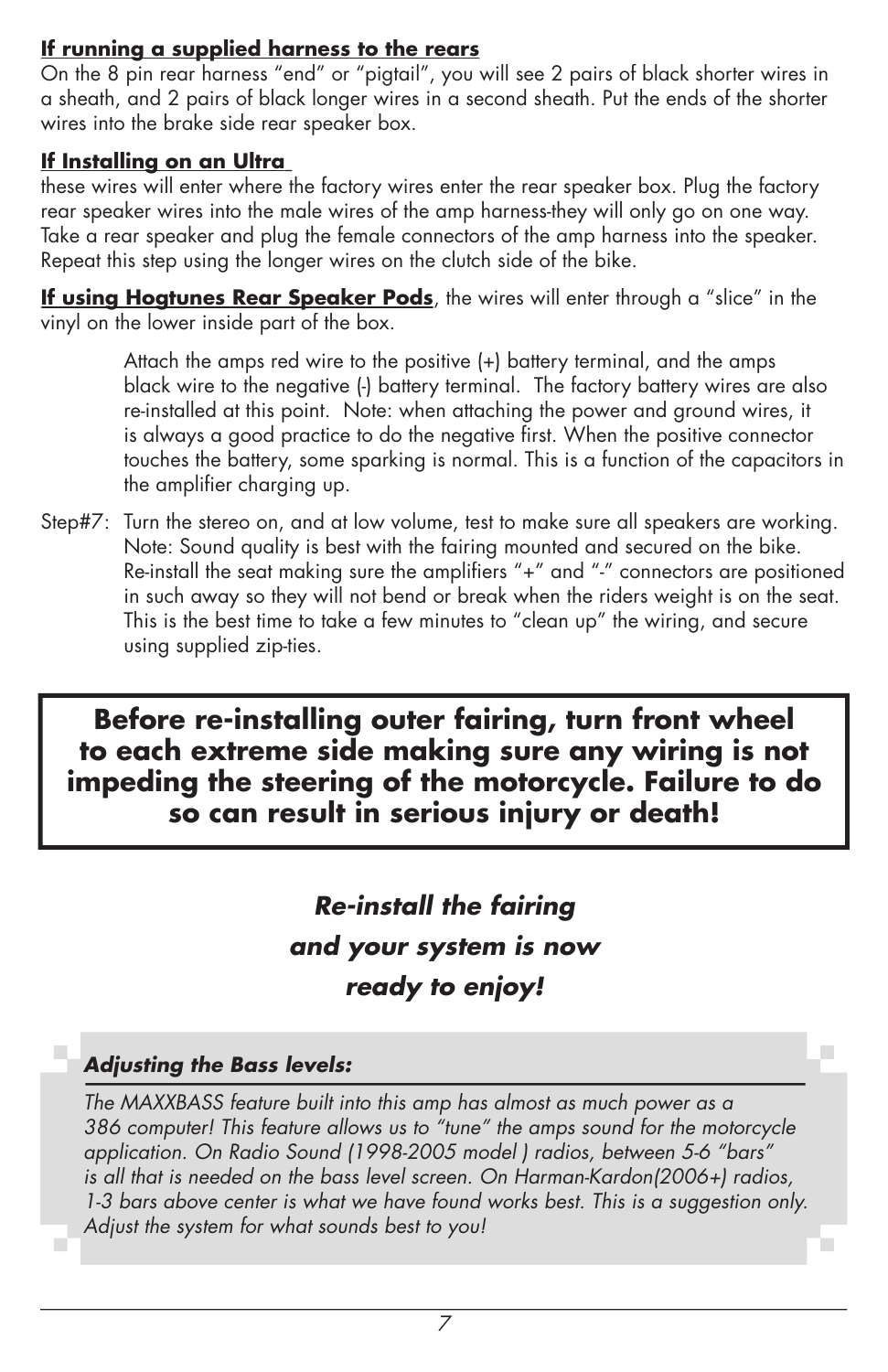**If running a supplied harness to the rears**

On the 8 pin rear harness "end" or "pigtail", you will see 2 pairs of black shorter wires in a sheath, and 2 pairs of black longer wires in a second sheath. Put the ends of the shorter wires into the brake side rear speaker box.

**If Installing on an Ultra**

these wires will enter where the factory wires enter the rear speaker box. Plug the factory rear speaker wires into the male wires of the amp harness-they will only go on one way. Take a rear speaker and plug the female connectors of the amp harness into the speaker. Repeat this step using the longer wires on the clutch side of the bike.

**If using Hogtunes Rear Speaker Pods**, the wires will enter through a "slice" in the vinyl on the lower inside part of the box.

Attach the amps red wire to the positive (+) battery terminal, and the amps black wire to the negative (-) battery terminal. The factory battery wires are also re-installed at this point. Note: when attaching the power and ground wires, it is always a good practice to do the negative first. When the positive connector touches the battery, some sparking is normal. This is a function of the capacitors in the amplifier charging up.

Step#7: Turn the stereo on, and at low volume, test to make sure all speakers are working. Note: Sound quality is best with the fairing mounted and secured on the bike. Re-install the seat making sure the amplifiers "+" and "-" connectors are positioned in such away so they will not bend or break when the riders weight is on the seat. This is the best time to take a few minutes to "clean up" the wiring, and secure using supplied zip-ties.

**Before re-installing outer fairing, turn front wheel to each extreme side making sure any wiring is not impeding the steering of the motorcycle. Failure to do so can result in serious injury or death!**

***Re-install the fairing and your system is now ready to enjoy!***

***Adjusting the Bass levels:***

*The MAXXBASS feature built into this amp has almost as much power as a 386 computer! This feature allows us to "tune" the amps sound for the motorcycle application. On Radio Sound (1998-2005 model ) radios, between 5-6 "bars" is all that is needed on the bass level screen. On Harman-Kardon(2006+) radios, 1-3 bars above center is what we have found works best. This is a suggestion only. Adjust the system for what sounds best to you!*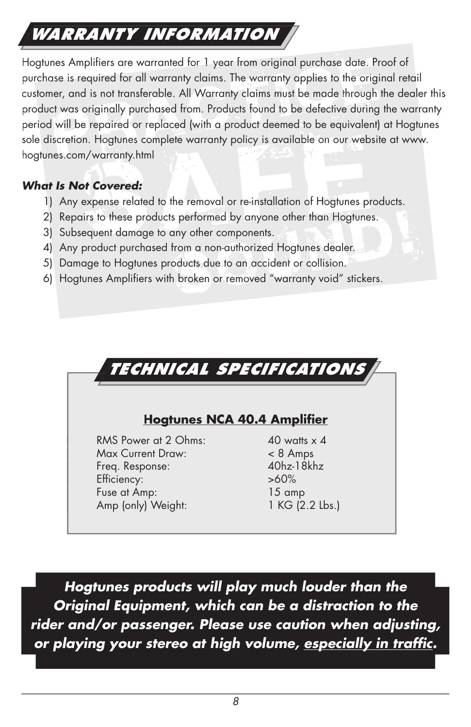## WARRANTY INFORMATION

Hogtunes Amplifiers are warranted for 1 year from original purchase date. Proof of purchase is required for all warranty claims. The warranty applies to the original retail customer, and is not transferable. All Warranty claims must be made through the dealer this product was originally purchased from. Products found to be defective during the warranty period will be repaired or replaced (with a product deemed to be equivalent) at Hogtunes sole discretion. Hogtunes complete warranty policy is available on our website at www.hogtunes.com/warranty.html

***What Is Not Covered:***

1) Any expense related to the removal or re-installation of Hogtunes products.
2) Repairs to these products performed by anyone other than Hogtunes.
3) Subsequent damage to any other components.
4) Any product purchased from a non-authorized Hogtunes dealer.
5) Damage to Hogtunes products due to an accident or collision.
6) Hogtunes Amplifiers with broken or removed "warranty void" stickers.

## TECHNICAL SPECIFICATIONS

**Hogtunes NCA 40.4 Amplifier**

| | |
|---|---|
| RMS Power at 2 Ohms: | 40 watts x 4 |
| Max Current Draw: | < 8 Amps |
| Freq. Response: | 40hz-18khz |
| Efficiency: | >60% |
| Fuse at Amp: | 15 amp |
| Amp (only) Weight: | 1 KG (2.2 Lbs.) |

***Hogtunes products will play much louder than the Original Equipment, which can be a distraction to the rider and/or passenger. Please use caution when adjusting, or playing your stereo at high volume, especially in traffic.***